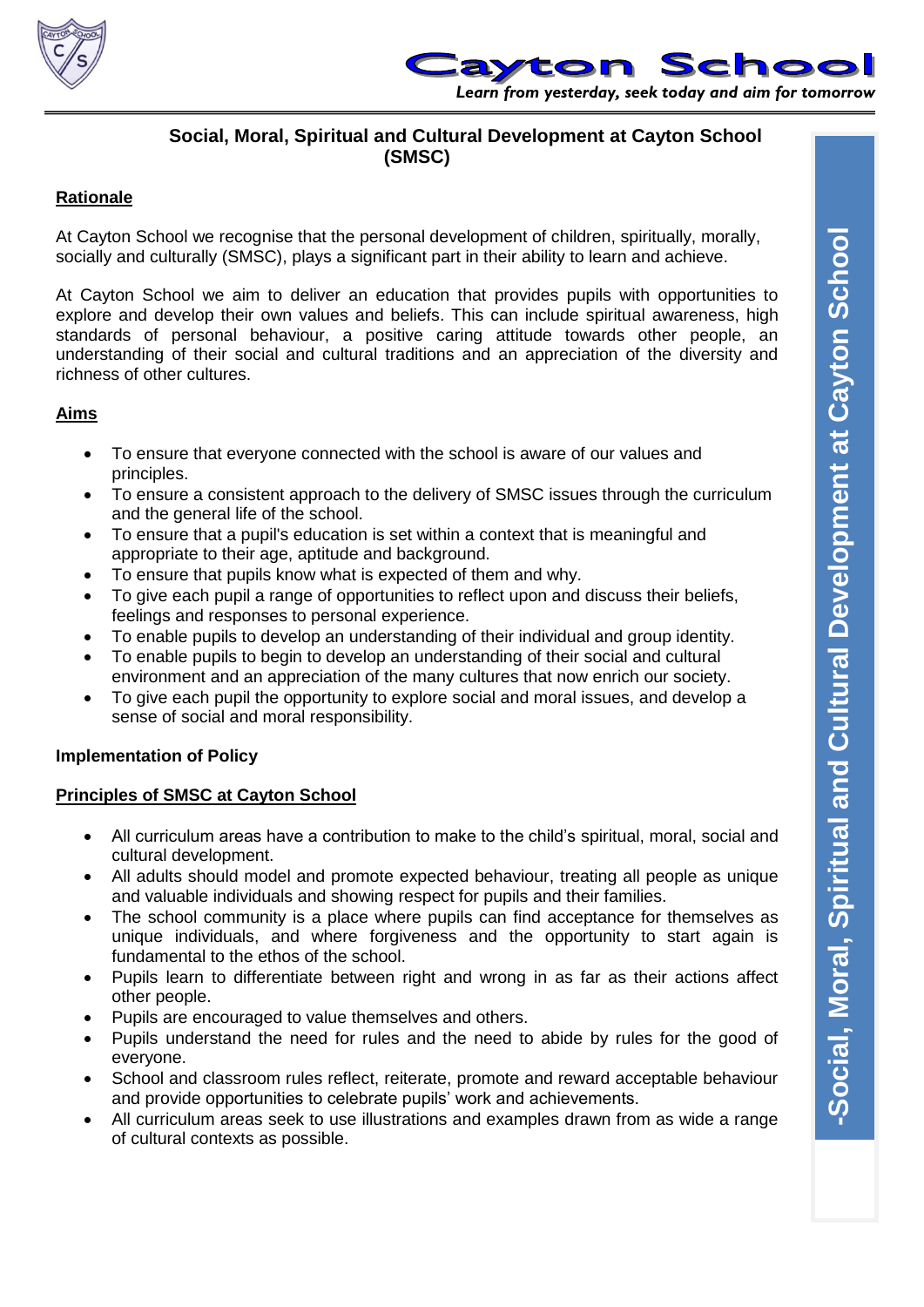# Social, Moral, Spiritual and Cultural Development at Cayton School (SMSC)

## Rationale

At Cayton School we recognise that the personal development of children, spiritually, morally, socially and culturally (SMSC), plays a significant part in their ability to learn and achieve.

At Cayton School we aim to deliver an education that provides pupils with opportunities to explore and develop their own values and beliefs. This can include spiritual awareness, high standards of personal behaviour, a positive caring attitude towards other people, an understanding of their social and cultural traditions and an appreciation of the diversity and richness of other cultures.

## Aims

- To ensure that everyone connected with the school is aware of our values and principles.
- To ensure a consistent approach to the delivery of SMSC issues through the curriculum and the general life of the school.
- To ensure that a pupil's education is set within a context that is meaningful and appropriate to their age, aptitude and background.
- To ensure that pupils know what is expected of them and why.
- To give each pupil a range of opportunities to reflect upon and discuss their beliefs, feelings and responses to personal experience.
- To enable pupils to develop an understanding of their individual and group identity.
- To enable pupils to begin to develop an understanding of their social and cultural environment and an appreciation of the many cultures that now enrich our society.
- To give each pupil the opportunity to explore social and moral issues, and develop a sense of social and moral responsibility.

**Implementation of Policy**

## Principles of SMSC at Cayton School

- All curriculum areas have a contribution to make to the child's spiritual, moral, social and cultural development.
- All adults should model and promote expected behaviour, treating all people as unique and valuable individuals and showing respect for pupils and their families.
- The school community is a place where pupils can find acceptance for themselves as unique individuals, and where forgiveness and the opportunity to start again is fundamental to the ethos of the school.
- Pupils learn to differentiate between right and wrong in as far as their actions affect other people.
- Pupils are encouraged to value themselves and others.
- Pupils understand the need for rules and the need to abide by rules for the good of everyone.
- School and classroom rules reflect, reiterate, promote and reward acceptable behaviour and provide opportunities to celebrate pupils' work and achievements.
- All curriculum areas seek to use illustrations and examples drawn from as wide a range of cultural contexts as possible.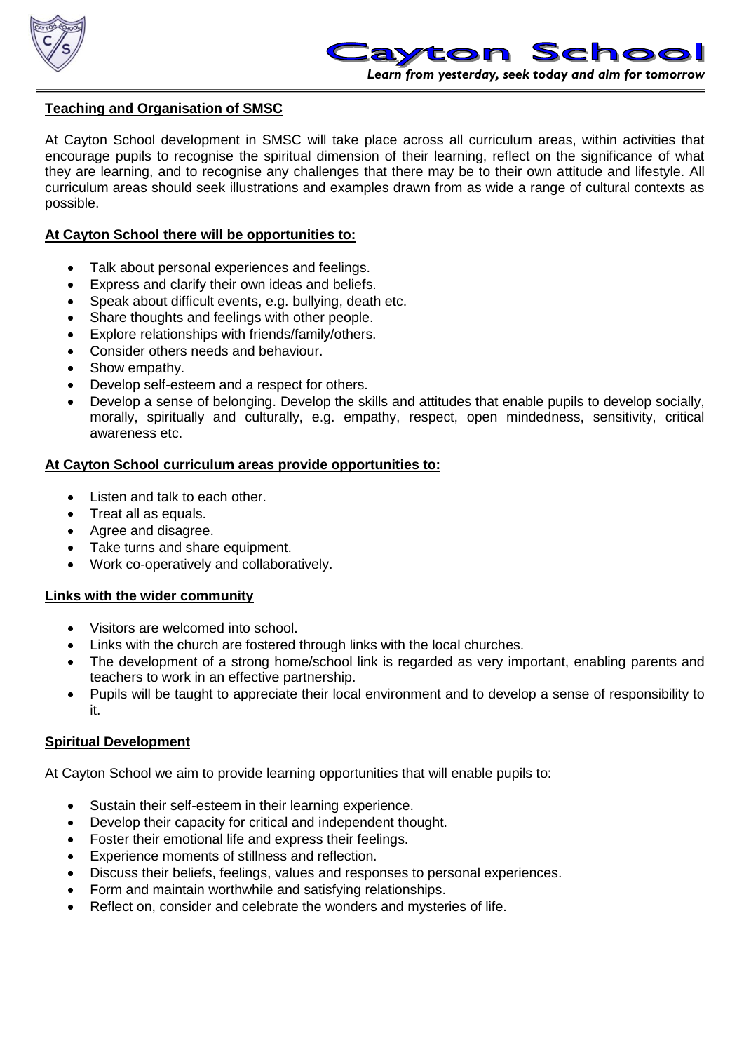## Teaching and Organisation of SMSC

At Cayton School development in SMSC will take place across all curriculum areas, within activities that encourage pupils to recognise the spiritual dimension of their learning, reflect on the significance of what they are learning, and to recognise any challenges that there may be to their own attitude and lifestyle. All curriculum areas should seek illustrations and examples drawn from as wide a range of cultural contexts as possible.

### At Cayton School there will be opportunities to:

- Talk about personal experiences and feelings.
- Express and clarify their own ideas and beliefs.
- Speak about difficult events, e.g. bullying, death etc.
- Share thoughts and feelings with other people.
- Explore relationships with friends/family/others.
- Consider others needs and behaviour.
- Show empathy.
- Develop self-esteem and a respect for others.
- Develop a sense of belonging. Develop the skills and attitudes that enable pupils to develop socially, morally, spiritually and culturally, e.g. empathy, respect, open mindedness, sensitivity, critical awareness etc.

### At Cayton School curriculum areas provide opportunities to:

- Listen and talk to each other.
- Treat all as equals.
- Agree and disagree.
- Take turns and share equipment.
- Work co-operatively and collaboratively.

### Links with the wider community

- Visitors are welcomed into school.
- Links with the church are fostered through links with the local churches.
- The development of a strong home/school link is regarded as very important, enabling parents and teachers to work in an effective partnership.
- Pupils will be taught to appreciate their local environment and to develop a sense of responsibility to it.

### Spiritual Development

At Cayton School we aim to provide learning opportunities that will enable pupils to:

- Sustain their self-esteem in their learning experience.
- Develop their capacity for critical and independent thought.
- Foster their emotional life and express their feelings.
- Experience moments of stillness and reflection.
- Discuss their beliefs, feelings, values and responses to personal experiences.
- Form and maintain worthwhile and satisfying relationships.
- Reflect on, consider and celebrate the wonders and mysteries of life.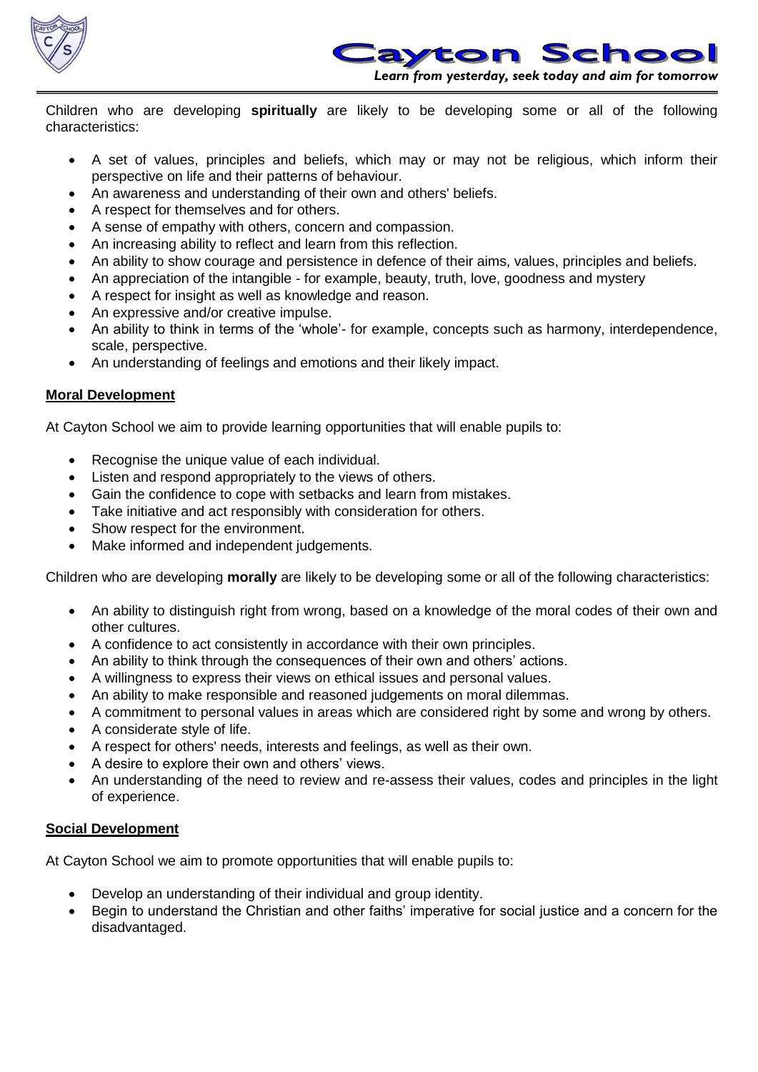Children who are developing **spiritually** are likely to be developing some or all of the following characteristics:

- A set of values, principles and beliefs, which may or may not be religious, which inform their perspective on life and their patterns of behaviour.
- An awareness and understanding of their own and others' beliefs.
- A respect for themselves and for others.
- A sense of empathy with others, concern and compassion.
- An increasing ability to reflect and learn from this reflection.
- An ability to show courage and persistence in defence of their aims, values, principles and beliefs.
- An appreciation of the intangible - for example, beauty, truth, love, goodness and mystery
- A respect for insight as well as knowledge and reason.
- An expressive and/or creative impulse.
- An ability to think in terms of the 'whole'- for example, concepts such as harmony, interdependence, scale, perspective.
- An understanding of feelings and emotions and their likely impact.

**Moral Development**

At Cayton School we aim to provide learning opportunities that will enable pupils to:

- Recognise the unique value of each individual.
- Listen and respond appropriately to the views of others.
- Gain the confidence to cope with setbacks and learn from mistakes.
- Take initiative and act responsibly with consideration for others.
- Show respect for the environment.
- Make informed and independent judgements.

Children who are developing **morally** are likely to be developing some or all of the following characteristics:

- An ability to distinguish right from wrong, based on a knowledge of the moral codes of their own and other cultures.
- A confidence to act consistently in accordance with their own principles.
- An ability to think through the consequences of their own and others' actions.
- A willingness to express their views on ethical issues and personal values.
- An ability to make responsible and reasoned judgements on moral dilemmas.
- A commitment to personal values in areas which are considered right by some and wrong by others.
- A considerate style of life.
- A respect for others' needs, interests and feelings, as well as their own.
- A desire to explore their own and others' views.
- An understanding of the need to review and re-assess their values, codes and principles in the light of experience.

**Social Development**

At Cayton School we aim to promote opportunities that will enable pupils to:

- Develop an understanding of their individual and group identity.
- Begin to understand the Christian and other faiths' imperative for social justice and a concern for the disadvantaged.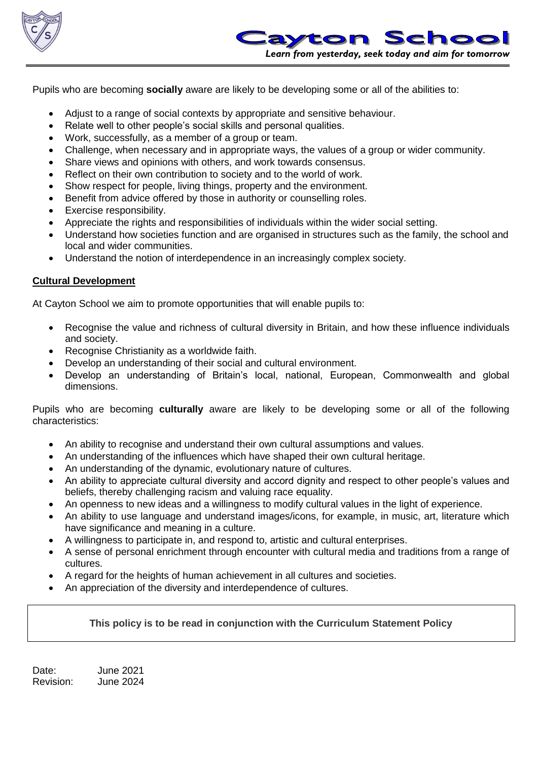Pupils who are becoming **socially** aware are likely to be developing some or all of the abilities to:

- Adjust to a range of social contexts by appropriate and sensitive behaviour.
- Relate well to other people's social skills and personal qualities.
- Work, successfully, as a member of a group or team.
- Challenge, when necessary and in appropriate ways, the values of a group or wider community.
- Share views and opinions with others, and work towards consensus.
- Reflect on their own contribution to society and to the world of work.
- Show respect for people, living things, property and the environment.
- Benefit from advice offered by those in authority or counselling roles.
- Exercise responsibility.
- Appreciate the rights and responsibilities of individuals within the wider social setting.
- Understand how societies function and are organised in structures such as the family, the school and local and wider communities.
- Understand the notion of interdependence in an increasingly complex society.

## Cultural Development

At Cayton School we aim to promote opportunities that will enable pupils to:

- Recognise the value and richness of cultural diversity in Britain, and how these influence individuals and society.
- Recognise Christianity as a worldwide faith.
- Develop an understanding of their social and cultural environment.
- Develop an understanding of Britain's local, national, European, Commonwealth and global dimensions.

Pupils who are becoming **culturally** aware are likely to be developing some or all of the following characteristics:

- An ability to recognise and understand their own cultural assumptions and values.
- An understanding of the influences which have shaped their own cultural heritage.
- An understanding of the dynamic, evolutionary nature of cultures.
- An ability to appreciate cultural diversity and accord dignity and respect to other people's values and beliefs, thereby challenging racism and valuing race equality.
- An openness to new ideas and a willingness to modify cultural values in the light of experience.
- An ability to use language and understand images/icons, for example, in music, art, literature which have significance and meaning in a culture.
- A willingness to participate in, and respond to, artistic and cultural enterprises.
- A sense of personal enrichment through encounter with cultural media and traditions from a range of cultures.
- A regard for the heights of human achievement in all cultures and societies.
- An appreciation of the diversity and interdependence of cultures.

**This policy is to be read in conjunction with the Curriculum Statement Policy**

Date: June 2021
Revision: June 2024